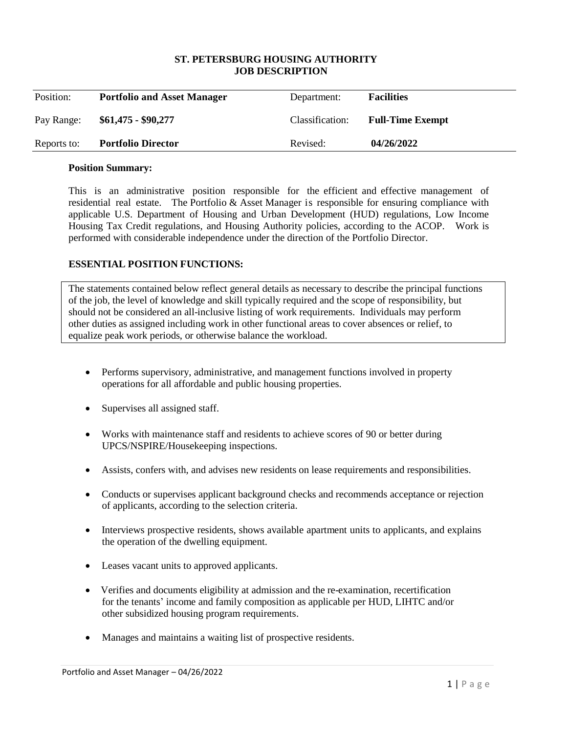# ST. PETERSBURG HOUSING AUTHORITY
# JOB DESCRIPTION

| Position: | **Portfolio and Asset Manager** | Department: | **Facilities** |
|---|---|---|---|
| Pay Range: | **$61,475 - $90,277** | Classification: | **Full-Time Exempt** |
| Reports to: | **Portfolio Director** | Revised: | **04/26/2022** |

**Position Summary:**

This is an administrative position responsible for the efficient and effective management of residential real estate. The Portfolio & Asset Manager is responsible for ensuring compliance with applicable U.S. Department of Housing and Urban Development (HUD) regulations, Low Income Housing Tax Credit regulations, and Housing Authority policies, according to the ACOP. Work is performed with considerable independence under the direction of the Portfolio Director.

**ESSENTIAL POSITION FUNCTIONS:**

The statements contained below reflect general details as necessary to describe the principal functions of the job, the level of knowledge and skill typically required and the scope of responsibility, but should not be considered an all-inclusive listing of work requirements. Individuals may perform other duties as assigned including work in other functional areas to cover absences or relief, to equalize peak work periods, or otherwise balance the workload.

- Performs supervisory, administrative, and management functions involved in property operations for all affordable and public housing properties.
- Supervises all assigned staff.
- Works with maintenance staff and residents to achieve scores of 90 or better during UPCS/NSPIRE/Housekeeping inspections.
- Assists, confers with, and advises new residents on lease requirements and responsibilities.
- Conducts or supervises applicant background checks and recommends acceptance or rejection of applicants, according to the selection criteria.
- Interviews prospective residents, shows available apartment units to applicants, and explains the operation of the dwelling equipment.
- Leases vacant units to approved applicants.
- Verifies and documents eligibility at admission and the re-examination, recertification for the tenants' income and family composition as applicable per HUD, LIHTC and/or other subsidized housing program requirements.
- Manages and maintains a waiting list of prospective residents.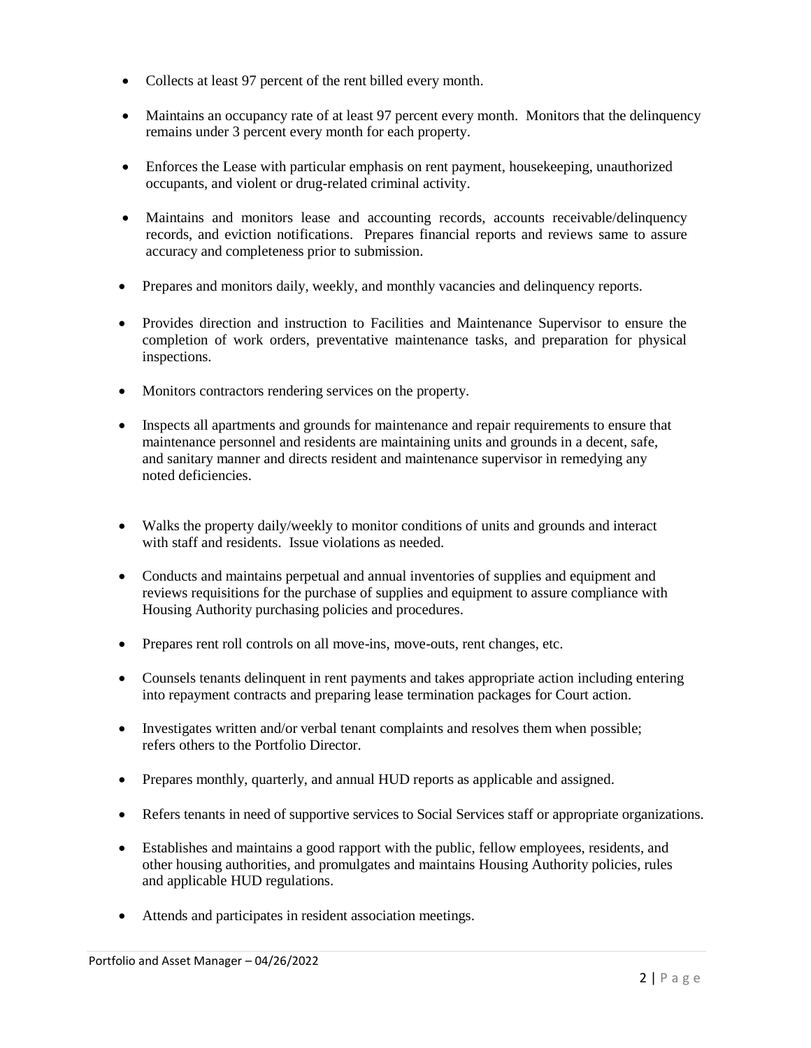- Collects at least 97 percent of the rent billed every month.
- Maintains an occupancy rate of at least 97 percent every month. Monitors that the delinquency remains under 3 percent every month for each property.
- Enforces the Lease with particular emphasis on rent payment, housekeeping, unauthorized occupants, and violent or drug-related criminal activity.
- Maintains and monitors lease and accounting records, accounts receivable/delinquency records, and eviction notifications. Prepares financial reports and reviews same to assure accuracy and completeness prior to submission.
- Prepares and monitors daily, weekly, and monthly vacancies and delinquency reports.
- Provides direction and instruction to Facilities and Maintenance Supervisor to ensure the completion of work orders, preventative maintenance tasks, and preparation for physical inspections.
- Monitors contractors rendering services on the property.
- Inspects all apartments and grounds for maintenance and repair requirements to ensure that maintenance personnel and residents are maintaining units and grounds in a decent, safe, and sanitary manner and directs resident and maintenance supervisor in remedying any noted deficiencies.
- Walks the property daily/weekly to monitor conditions of units and grounds and interact with staff and residents. Issue violations as needed.
- Conducts and maintains perpetual and annual inventories of supplies and equipment and reviews requisitions for the purchase of supplies and equipment to assure compliance with Housing Authority purchasing policies and procedures.
- Prepares rent roll controls on all move-ins, move-outs, rent changes, etc.
- Counsels tenants delinquent in rent payments and takes appropriate action including entering into repayment contracts and preparing lease termination packages for Court action.
- Investigates written and/or verbal tenant complaints and resolves them when possible; refers others to the Portfolio Director.
- Prepares monthly, quarterly, and annual HUD reports as applicable and assigned.
- Refers tenants in need of supportive services to Social Services staff or appropriate organizations.
- Establishes and maintains a good rapport with the public, fellow employees, residents, and other housing authorities, and promulgates and maintains Housing Authority policies, rules and applicable HUD regulations.
- Attends and participates in resident association meetings.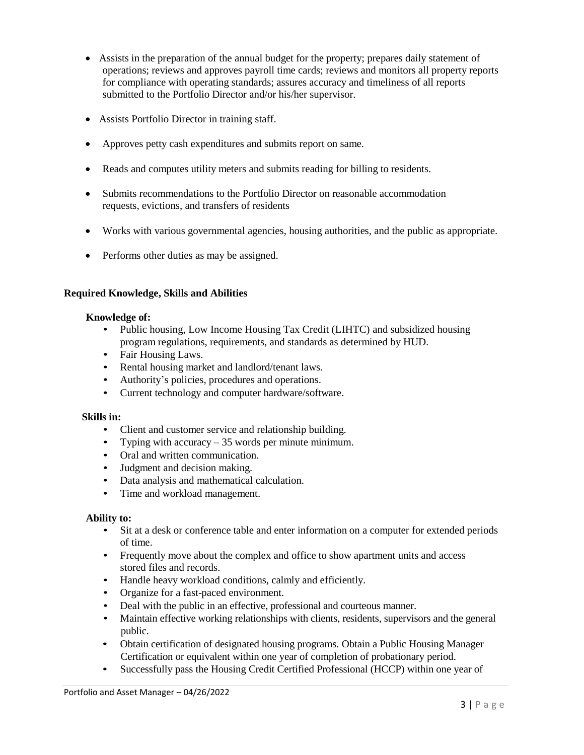- Assists in the preparation of the annual budget for the property; prepares daily statement of operations; reviews and approves payroll time cards; reviews and monitors all property reports for compliance with operating standards; assures accuracy and timeliness of all reports submitted to the Portfolio Director and/or his/her supervisor.
- Assists Portfolio Director in training staff.
- Approves petty cash expenditures and submits report on same.
- Reads and computes utility meters and submits reading for billing to residents.
- Submits recommendations to the Portfolio Director on reasonable accommodation requests, evictions, and transfers of residents
- Works with various governmental agencies, housing authorities, and the public as appropriate.
- Performs other duties as may be assigned.

### Required Knowledge, Skills and Abilities

**Knowledge of:**

- Public housing, Low Income Housing Tax Credit (LIHTC) and subsidized housing program regulations, requirements, and standards as determined by HUD.
- Fair Housing Laws.
- Rental housing market and landlord/tenant laws.
- Authority's policies, procedures and operations.
- Current technology and computer hardware/software.

**Skills in:**

- Client and customer service and relationship building.
- Typing with accuracy – 35 words per minute minimum.
- Oral and written communication.
- Judgment and decision making.
- Data analysis and mathematical calculation.
- Time and workload management.

**Ability to:**

- Sit at a desk or conference table and enter information on a computer for extended periods of time.
- Frequently move about the complex and office to show apartment units and access stored files and records.
- Handle heavy workload conditions, calmly and efficiently.
- Organize for a fast-paced environment.
- Deal with the public in an effective, professional and courteous manner.
- Maintain effective working relationships with clients, residents, supervisors and the general public.
- Obtain certification of designated housing programs. Obtain a Public Housing Manager Certification or equivalent within one year of completion of probationary period.
- Successfully pass the Housing Credit Certified Professional (HCCP) within one year of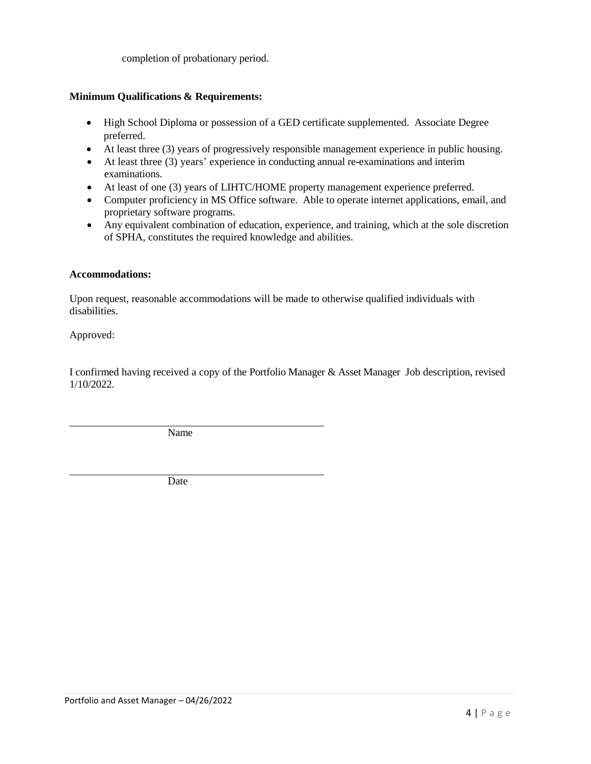completion of probationary period.

**Minimum Qualifications & Requirements:**

- High School Diploma or possession of a GED certificate supplemented. Associate Degree preferred.
- At least three (3) years of progressively responsible management experience in public housing.
- At least three (3) years' experience in conducting annual re-examinations and interim examinations.
- At least of one (3) years of LIHTC/HOME property management experience preferred.
- Computer proficiency in MS Office software. Able to operate internet applications, email, and proprietary software programs.
- Any equivalent combination of education, experience, and training, which at the sole discretion of SPHA, constitutes the required knowledge and abilities.

**Accommodations:**

Upon request, reasonable accommodations will be made to otherwise qualified individuals with disabilities.

Approved:

I confirmed having received a copy of the Portfolio Manager & Asset Manager Job description, revised 1/10/2022.

\_\_\_\_\_\_\_\_\_\_\_\_\_\_\_\_\_\_\_\_\_\_\_\_\_\_\_\_\_\_\_\_\_\_\_\_\_\_\_\_

Name

\_\_\_\_\_\_\_\_\_\_\_\_\_\_\_\_\_\_\_\_\_\_\_\_\_\_\_\_\_\_\_\_\_\_\_\_\_\_\_\_

Date